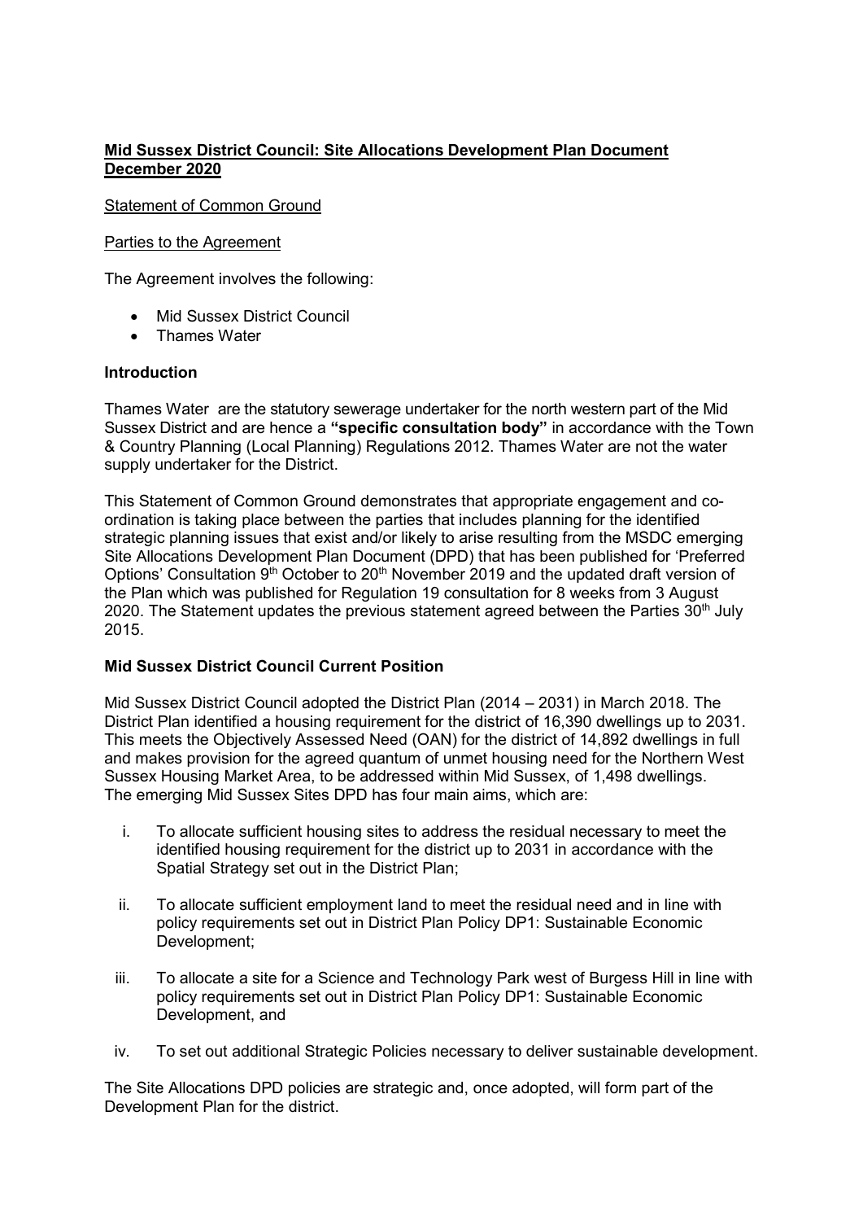**Mid Sussex District Council: Site Allocations Development Plan Document December 2020**

Statement of Common Ground

Parties to the Agreement

The Agreement involves the following:

- Mid Sussex District Council
- Thames Water

**Introduction**

Thames Water are the statutory sewerage undertaker for the north western part of the Mid Sussex District and are hence a **"specific consultation body"** in accordance with the Town & Country Planning (Local Planning) Regulations 2012. Thames Water are not the water supply undertaker for the District.

This Statement of Common Ground demonstrates that appropriate engagement and co-ordination is taking place between the parties that includes planning for the identified strategic planning issues that exist and/or likely to arise resulting from the MSDC emerging Site Allocations Development Plan Document (DPD) that has been published for 'Preferred Options' Consultation 9th October to 20th November 2019 and the updated draft version of the Plan which was published for Regulation 19 consultation for 8 weeks from 3 August 2020. The Statement updates the previous statement agreed between the Parties 30th July 2015.

**Mid Sussex District Council Current Position**

Mid Sussex District Council adopted the District Plan (2014 – 2031) in March 2018. The District Plan identified a housing requirement for the district of 16,390 dwellings up to 2031. This meets the Objectively Assessed Need (OAN) for the district of 14,892 dwellings in full and makes provision for the agreed quantum of unmet housing need for the Northern West Sussex Housing Market Area, to be addressed within Mid Sussex, of 1,498 dwellings. The emerging Mid Sussex Sites DPD has four main aims, which are:

i. To allocate sufficient housing sites to address the residual necessary to meet the identified housing requirement for the district up to 2031 in accordance with the Spatial Strategy set out in the District Plan;

ii. To allocate sufficient employment land to meet the residual need and in line with policy requirements set out in District Plan Policy DP1: Sustainable Economic Development;

iii. To allocate a site for a Science and Technology Park west of Burgess Hill in line with policy requirements set out in District Plan Policy DP1: Sustainable Economic Development, and

iv. To set out additional Strategic Policies necessary to deliver sustainable development.

The Site Allocations DPD policies are strategic and, once adopted, will form part of the Development Plan for the district.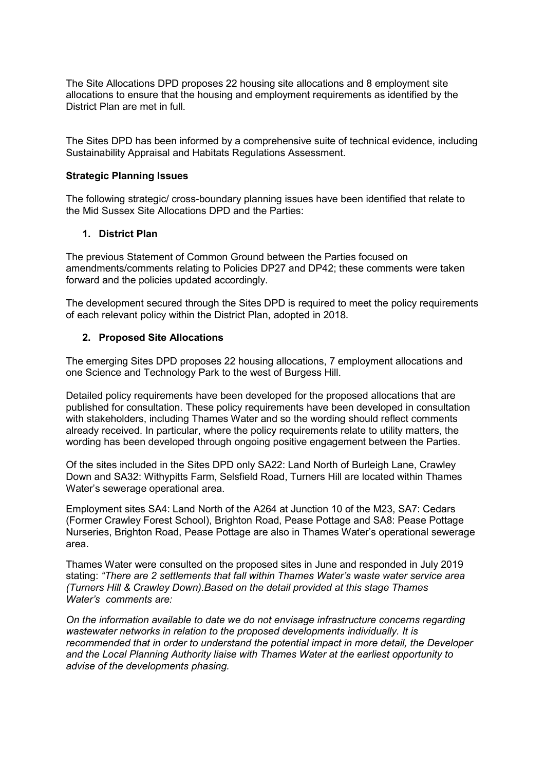The Site Allocations DPD proposes 22 housing site allocations and 8 employment site allocations to ensure that the housing and employment requirements as identified by the District Plan are met in full.

The Sites DPD has been informed by a comprehensive suite of technical evidence, including Sustainability Appraisal and Habitats Regulations Assessment.

**Strategic Planning Issues**

The following strategic/ cross-boundary planning issues have been identified that relate to the Mid Sussex Site Allocations DPD and the Parties:

**1. District Plan**

The previous Statement of Common Ground between the Parties focused on amendments/comments relating to Policies DP27 and DP42; these comments were taken forward and the policies updated accordingly.

The development secured through the Sites DPD is required to meet the policy requirements of each relevant policy within the District Plan, adopted in 2018.

**2. Proposed Site Allocations**

The emerging Sites DPD proposes 22 housing allocations, 7 employment allocations and one Science and Technology Park to the west of Burgess Hill.

Detailed policy requirements have been developed for the proposed allocations that are published for consultation. These policy requirements have been developed in consultation with stakeholders, including Thames Water and so the wording should reflect comments already received. In particular, where the policy requirements relate to utility matters, the wording has been developed through ongoing positive engagement between the Parties.

Of the sites included in the Sites DPD only SA22: Land North of Burleigh Lane, Crawley Down and SA32: Withypitts Farm, Selsfield Road, Turners Hill are located within Thames Water's sewerage operational area.

Employment sites SA4: Land North of the A264 at Junction 10 of the M23, SA7: Cedars (Former Crawley Forest School), Brighton Road, Pease Pottage and SA8: Pease Pottage Nurseries, Brighton Road, Pease Pottage are also in Thames Water's operational sewerage area.

Thames Water were consulted on the proposed sites in June and responded in July 2019 stating: *"There are 2 settlements that fall within Thames Water's waste water service area (Turners Hill & Crawley Down).Based on the detail provided at this stage Thames Water's comments are:*

*On the information available to date we do not envisage infrastructure concerns regarding wastewater networks in relation to the proposed developments individually. It is recommended that in order to understand the potential impact in more detail, the Developer and the Local Planning Authority liaise with Thames Water at the earliest opportunity to advise of the developments phasing.*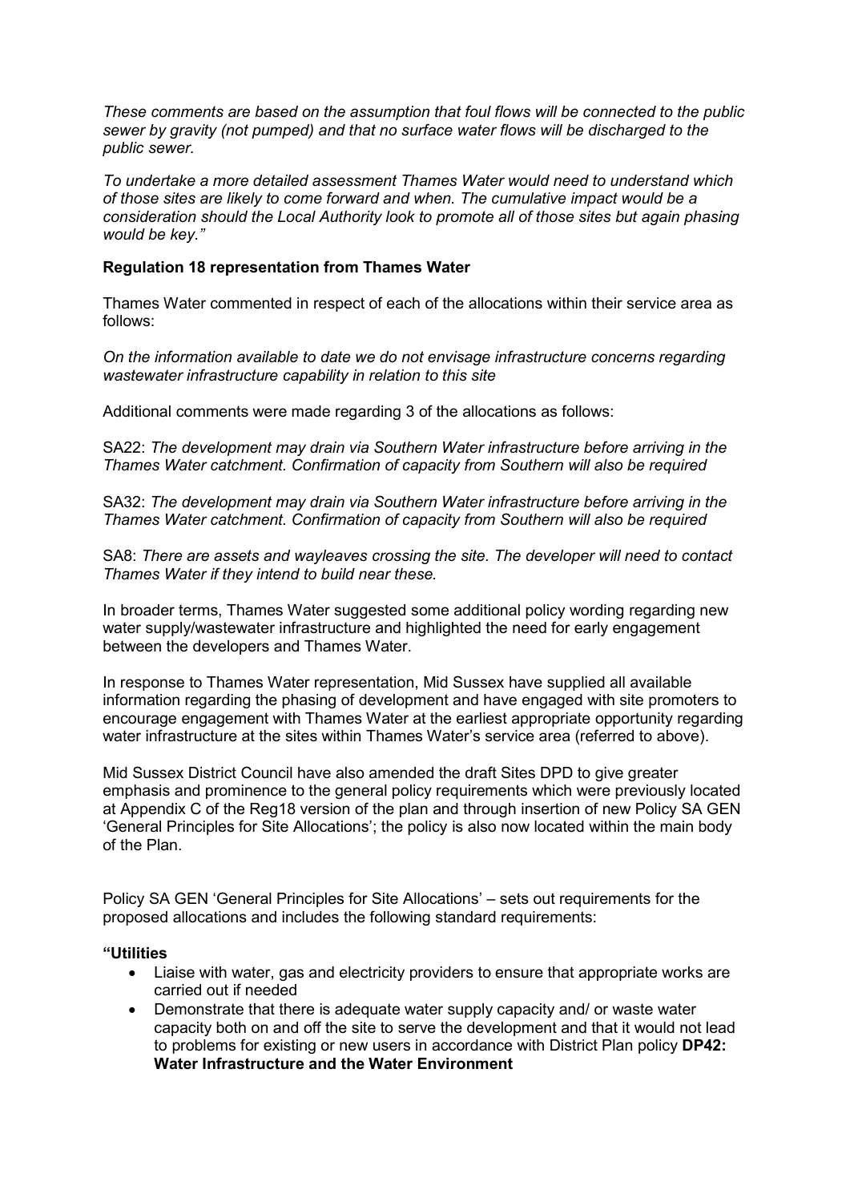*These comments are based on the assumption that foul flows will be connected to the public sewer by gravity (not pumped) and that no surface water flows will be discharged to the public sewer.*

*To undertake a more detailed assessment Thames Water would need to understand which of those sites are likely to come forward and when. The cumulative impact would be a consideration should the Local Authority look to promote all of those sites but again phasing would be key."*

**Regulation 18 representation from Thames Water**

Thames Water commented in respect of each of the allocations within their service area as follows:

*On the information available to date we do not envisage infrastructure concerns regarding wastewater infrastructure capability in relation to this site*

Additional comments were made regarding 3 of the allocations as follows:

SA22: *The development may drain via Southern Water infrastructure before arriving in the Thames Water catchment. Confirmation of capacity from Southern will also be required*

SA32: *The development may drain via Southern Water infrastructure before arriving in the Thames Water catchment. Confirmation of capacity from Southern will also be required*

SA8: *There are assets and wayleaves crossing the site. The developer will need to contact Thames Water if they intend to build near these.*

In broader terms, Thames Water suggested some additional policy wording regarding new water supply/wastewater infrastructure and highlighted the need for early engagement between the developers and Thames Water.

In response to Thames Water representation, Mid Sussex have supplied all available information regarding the phasing of development and have engaged with site promoters to encourage engagement with Thames Water at the earliest appropriate opportunity regarding water infrastructure at the sites within Thames Water's service area (referred to above).

Mid Sussex District Council have also amended the draft Sites DPD to give greater emphasis and prominence to the general policy requirements which were previously located at Appendix C of the Reg18 version of the plan and through insertion of new Policy SA GEN 'General Principles for Site Allocations'; the policy is also now located within the main body of the Plan.

Policy SA GEN 'General Principles for Site Allocations' – sets out requirements for the proposed allocations and includes the following standard requirements:

**"Utilities**

- Liaise with water, gas and electricity providers to ensure that appropriate works are carried out if needed
- Demonstrate that there is adequate water supply capacity and/ or waste water capacity both on and off the site to serve the development and that it would not lead to problems for existing or new users in accordance with District Plan policy **DP42: Water Infrastructure and the Water Environment**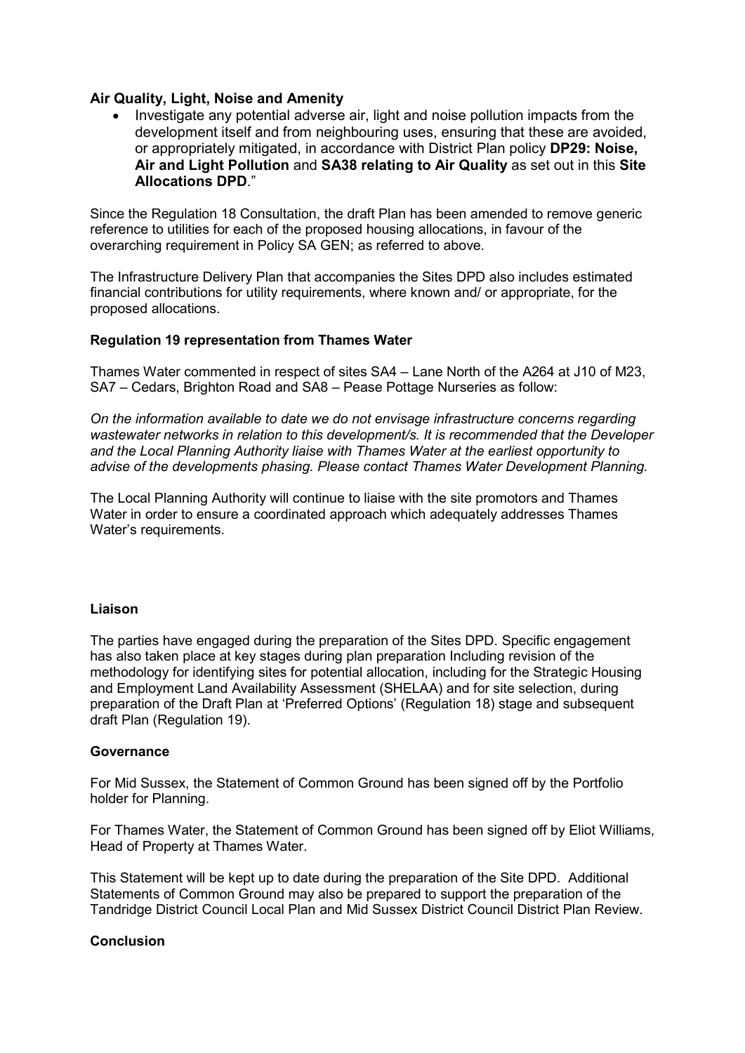**Air Quality, Light, Noise and Amenity**

- Investigate any potential adverse air, light and noise pollution impacts from the development itself and from neighbouring uses, ensuring that these are avoided, or appropriately mitigated, in accordance with District Plan policy **DP29: Noise, Air and Light Pollution** and **SA38 relating to Air Quality** as set out in this **Site Allocations DPD**."

Since the Regulation 18 Consultation, the draft Plan has been amended to remove generic reference to utilities for each of the proposed housing allocations, in favour of the overarching requirement in Policy SA GEN; as referred to above.

The Infrastructure Delivery Plan that accompanies the Sites DPD also includes estimated financial contributions for utility requirements, where known and/ or appropriate, for the proposed allocations.

**Regulation 19 representation from Thames Water**

Thames Water commented in respect of sites SA4 – Lane North of the A264 at J10 of M23, SA7 – Cedars, Brighton Road and SA8 – Pease Pottage Nurseries as follow:

*On the information available to date we do not envisage infrastructure concerns regarding wastewater networks in relation to this development/s. It is recommended that the Developer and the Local Planning Authority liaise with Thames Water at the earliest opportunity to advise of the developments phasing. Please contact Thames Water Development Planning.*

The Local Planning Authority will continue to liaise with the site promotors and Thames Water in order to ensure a coordinated approach which adequately addresses Thames Water's requirements.

**Liaison**

The parties have engaged during the preparation of the Sites DPD. Specific engagement has also taken place at key stages during plan preparation Including revision of the methodology for identifying sites for potential allocation, including for the Strategic Housing and Employment Land Availability Assessment (SHELAA) and for site selection, during preparation of the Draft Plan at 'Preferred Options' (Regulation 18) stage and subsequent draft Plan (Regulation 19).

**Governance**

For Mid Sussex, the Statement of Common Ground has been signed off by the Portfolio holder for Planning.

For Thames Water, the Statement of Common Ground has been signed off by Eliot Williams, Head of Property at Thames Water.

This Statement will be kept up to date during the preparation of the Site DPD. Additional Statements of Common Ground may also be prepared to support the preparation of the Tandridge District Council Local Plan and Mid Sussex District Council District Plan Review.

**Conclusion**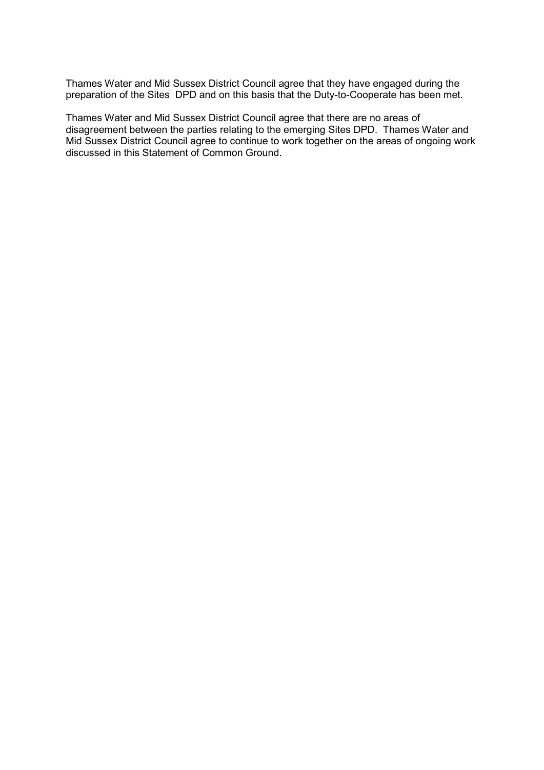Thames Water and Mid Sussex District Council agree that they have engaged during the preparation of the Sites DPD and on this basis that the Duty-to-Cooperate has been met.

Thames Water and Mid Sussex District Council agree that there are no areas of disagreement between the parties relating to the emerging Sites DPD. Thames Water and Mid Sussex District Council agree to continue to work together on the areas of ongoing work discussed in this Statement of Common Ground.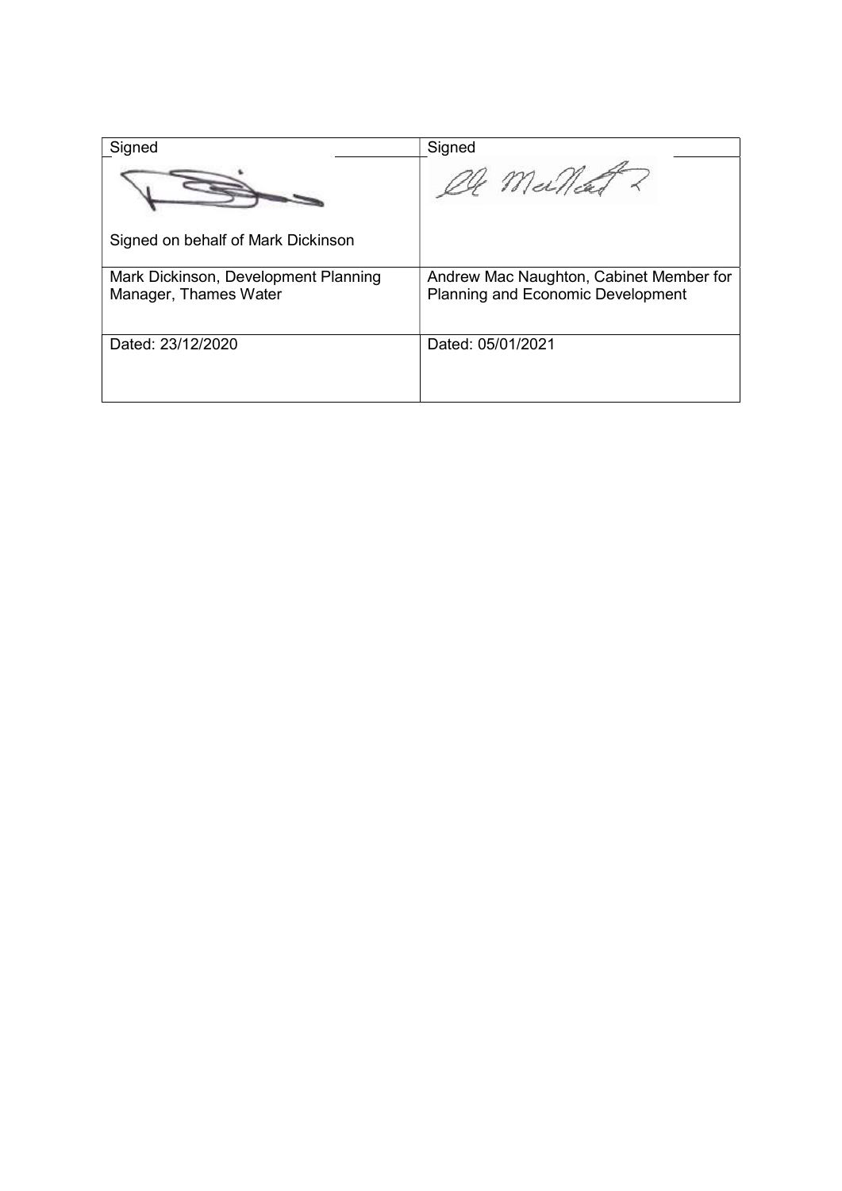| Signed | Signed |
| --- | --- |
| Signed on behalf of Mark Dickinson | |
| Mark Dickinson, Development Planning Manager, Thames Water | Andrew Mac Naughton, Cabinet Member for Planning and Economic Development |
| Dated: 23/12/2020 | Dated: 05/01/2021 |